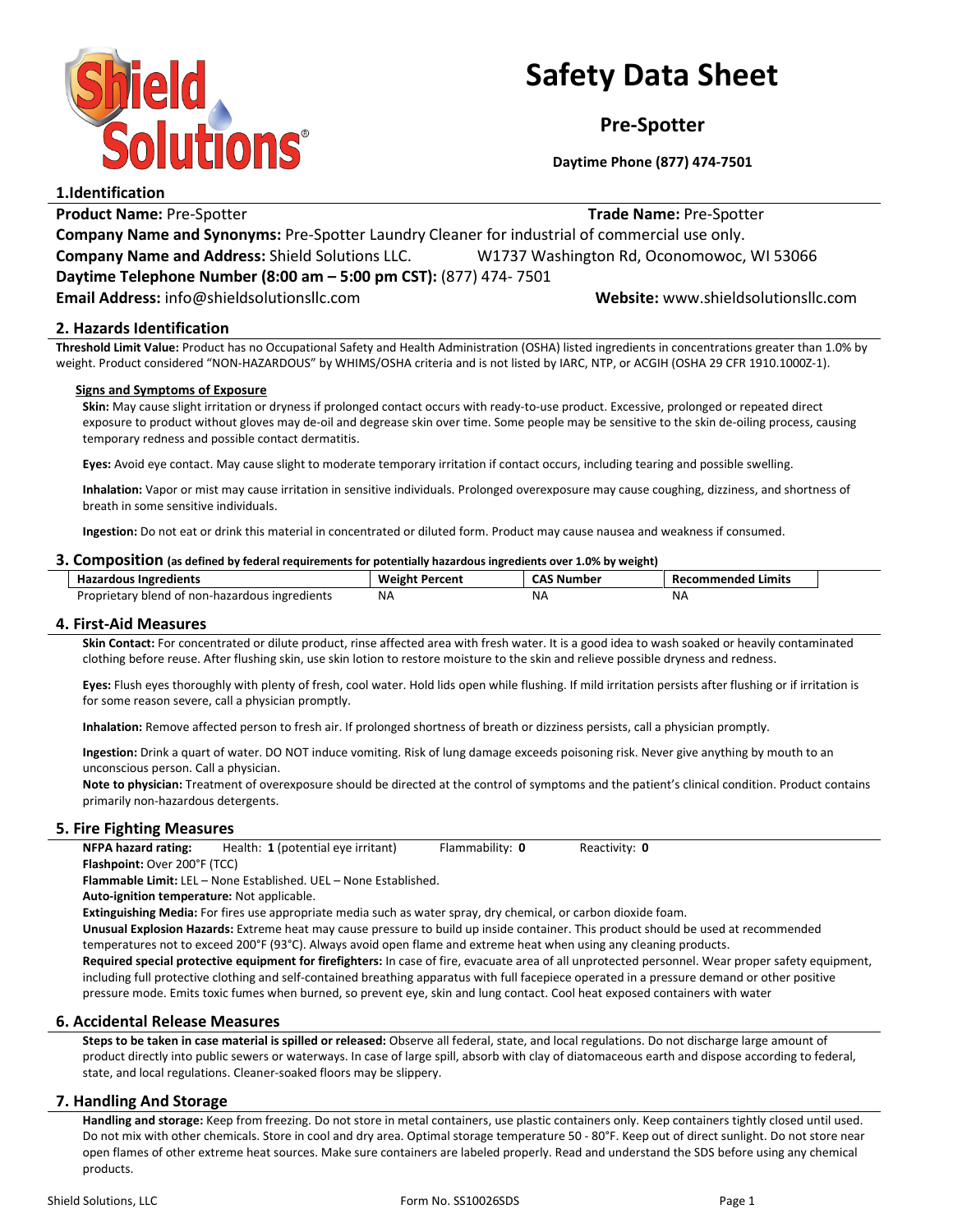# Safety Data Sheet

## Pre-Spotter

**Daytime Phone (877) 474-7501**

## 1.Identification

**Product Name:** Pre-Spotter **Trade Name:** Pre-Spotter

**Company Name and Synonyms:** Pre-Spotter Laundry Cleaner for industrial of commercial use only.

**Company Name and Address:** Shield Solutions LLC. W1737 Washington Rd, Oconomowoc, WI 53066

**Daytime Telephone Number (8:00 am – 5:00 pm CST):** (877) 474- 7501

**Email Address:** info@shieldsolutionsllc.com **Website:** www.shieldsolutionsllc.com

## 2. Hazards Identification

**Threshold Limit Value:** Product has no Occupational Safety and Health Administration (OSHA) listed ingredients in concentrations greater than 1.0% by weight. Product considered "NON-HAZARDOUS" by WHIMS/OSHA criteria and is not listed by IARC, NTP, or ACGIH (OSHA 29 CFR 1910.1000Z-1).

### Signs and Symptoms of Exposure

**Skin:** May cause slight irritation or dryness if prolonged contact occurs with ready-to-use product. Excessive, prolonged or repeated direct exposure to product without gloves may de-oil and degrease skin over time. Some people may be sensitive to the skin de-oiling process, causing temporary redness and possible contact dermatitis.

**Eyes:** Avoid eye contact. May cause slight to moderate temporary irritation if contact occurs, including tearing and possible swelling.

**Inhalation:** Vapor or mist may cause irritation in sensitive individuals. Prolonged overexposure may cause coughing, dizziness, and shortness of breath in some sensitive individuals.

**Ingestion:** Do not eat or drink this material in concentrated or diluted form. Product may cause nausea and weakness if consumed.

## 3. Composition (as defined by federal requirements for potentially hazardous ingredients over 1.0% by weight)

| Hazardous Ingredients | Weight Percent | CAS Number | Recommended Limits |
|---|---|---|---|
| Proprietary blend of non-hazardous ingredients | NA | NA | NA |

## 4. First-Aid Measures

**Skin Contact:** For concentrated or dilute product, rinse affected area with fresh water. It is a good idea to wash soaked or heavily contaminated clothing before reuse. After flushing skin, use skin lotion to restore moisture to the skin and relieve possible dryness and redness.

**Eyes:** Flush eyes thoroughly with plenty of fresh, cool water. Hold lids open while flushing. If mild irritation persists after flushing or if irritation is for some reason severe, call a physician promptly.

**Inhalation:** Remove affected person to fresh air. If prolonged shortness of breath or dizziness persists, call a physician promptly.

**Ingestion:** Drink a quart of water. DO NOT induce vomiting. Risk of lung damage exceeds poisoning risk. Never give anything by mouth to an unconscious person. Call a physician.

**Note to physician:** Treatment of overexposure should be directed at the control of symptoms and the patient's clinical condition. Product contains primarily non-hazardous detergents.

## 5. Fire Fighting Measures

**NFPA hazard rating:** Health: **1** (potential eye irritant) Flammability: **0** Reactivity: **0**

**Flashpoint:** Over 200°F (TCC)

**Flammable Limit:** LEL – None Established. UEL – None Established.

**Auto-ignition temperature:** Not applicable.

**Extinguishing Media:** For fires use appropriate media such as water spray, dry chemical, or carbon dioxide foam.

**Unusual Explosion Hazards:** Extreme heat may cause pressure to build up inside container. This product should be used at recommended temperatures not to exceed 200°F (93°C). Always avoid open flame and extreme heat when using any cleaning products.

**Required special protective equipment for firefighters:** In case of fire, evacuate area of all unprotected personnel. Wear proper safety equipment, including full protective clothing and self-contained breathing apparatus with full facepiece operated in a pressure demand or other positive pressure mode. Emits toxic fumes when burned, so prevent eye, skin and lung contact. Cool heat exposed containers with water

## 6. Accidental Release Measures

**Steps to be taken in case material is spilled or released:** Observe all federal, state, and local regulations. Do not discharge large amount of product directly into public sewers or waterways. In case of large spill, absorb with clay of diatomaceous earth and dispose according to federal, state, and local regulations. Cleaner-soaked floors may be slippery.

## 7. Handling And Storage

**Handling and storage:** Keep from freezing. Do not store in metal containers, use plastic containers only. Keep containers tightly closed until used. Do not mix with other chemicals. Store in cool and dry area. Optimal storage temperature 50 - 80°F. Keep out of direct sunlight. Do not store near open flames of other extreme heat sources. Make sure containers are labeled properly. Read and understand the SDS before using any chemical products.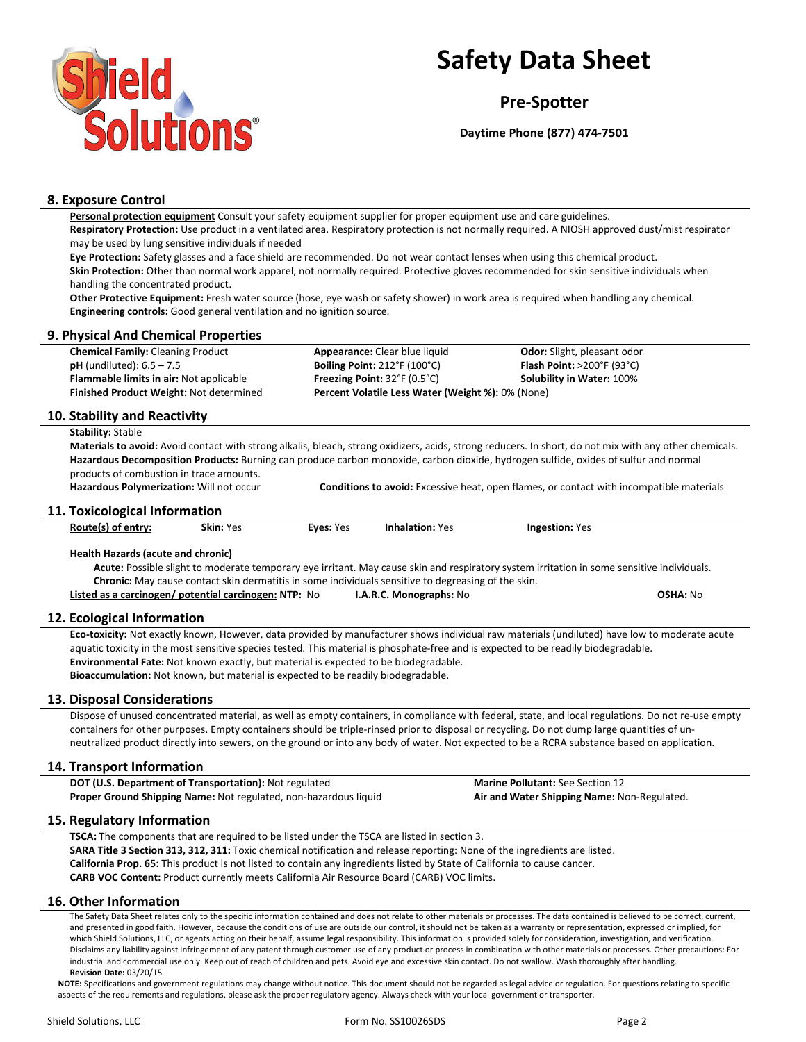# Safety Data Sheet

## Pre-Spotter

**Daytime Phone (877) 474-7501**

## 8. Exposure Control

**Personal protection equipment** Consult your safety equipment supplier for proper equipment use and care guidelines.

**Respiratory Protection:** Use product in a ventilated area. Respiratory protection is not normally required. A NIOSH approved dust/mist respirator may be used by lung sensitive individuals if needed

**Eye Protection:** Safety glasses and a face shield are recommended. Do not wear contact lenses when using this chemical product.

**Skin Protection:** Other than normal work apparel, not normally required. Protective gloves recommended for skin sensitive individuals when handling the concentrated product.

**Other Protective Equipment:** Fresh water source (hose, eye wash or safety shower) in work area is required when handling any chemical.

**Engineering controls:** Good general ventilation and no ignition source.

## 9. Physical And Chemical Properties

| | | |
|---|---|---|
| **Chemical Family:** Cleaning Product | **Appearance:** Clear blue liquid | **Odor:** Slight, pleasant odor |
| **pH** (undiluted): 6.5 – 7.5 | **Boiling Point:** 212°F (100°C) | **Flash Point:** >200°F (93°C) |
| **Flammable limits in air:** Not applicable | **Freezing Point:** 32°F (0.5°C) | **Solubility in Water:** 100% |
| **Finished Product Weight:** Not determined | **Percent Volatile Less Water (Weight %):** 0% (None) | |

## 10. Stability and Reactivity

**Stability:** Stable

**Materials to avoid:** Avoid contact with strong alkalis, bleach, strong oxidizers, acids, strong reducers. In short, do not mix with any other chemicals.

**Hazardous Decomposition Products:** Burning can produce carbon monoxide, carbon dioxide, hydrogen sulfide, oxides of sulfur and normal products of combustion in trace amounts.

**Hazardous Polymerization:** Will not occur **Conditions to avoid:** Excessive heat, open flames, or contact with incompatible materials

## 11. Toxicological Information

**Route(s) of entry:** **Skin:** Yes **Eyes:** Yes **Inhalation:** Yes **Ingestion:** Yes

**Health Hazards (acute and chronic)**

**Acute:** Possible slight to moderate temporary eye irritant. May cause skin and respiratory system irritation in some sensitive individuals.

**Chronic:** May cause contact skin dermatitis in some individuals sensitive to degreasing of the skin.

**Listed as a carcinogen/ potential carcinogen:** **NTP:** No **I.A.R.C. Monographs:** No **OSHA:** No

## 12. Ecological Information

**Eco-toxicity:** Not exactly known, However, data provided by manufacturer shows individual raw materials (undiluted) have low to moderate acute aquatic toxicity in the most sensitive species tested. This material is phosphate-free and is expected to be readily biodegradable.

**Environmental Fate:** Not known exactly, but material is expected to be biodegradable.

**Bioaccumulation:** Not known, but material is expected to be readily biodegradable.

## 13. Disposal Considerations

Dispose of unused concentrated material, as well as empty containers, in compliance with federal, state, and local regulations. Do not re-use empty containers for other purposes. Empty containers should be triple-rinsed prior to disposal or recycling. Do not dump large quantities of un-neutralized product directly into sewers, on the ground or into any body of water. Not expected to be a RCRA substance based on application.

## 14. Transport Information

**DOT (U.S. Department of Transportation):** Not regulated

**Proper Ground Shipping Name:** Not regulated, non-hazardous liquid

**Marine Pollutant:** See Section 12

**Air and Water Shipping Name:** Non-Regulated.

## 15. Regulatory Information

**TSCA:** The components that are required to be listed under the TSCA are listed in section 3.

**SARA Title 3 Section 313, 312, 311:** Toxic chemical notification and release reporting: None of the ingredients are listed.

**California Prop. 65:** This product is not listed to contain any ingredients listed by State of California to cause cancer.

**CARB VOC Content:** Product currently meets California Air Resource Board (CARB) VOC limits.

## 16. Other Information

The Safety Data Sheet relates only to the specific information contained and does not relate to other materials or processes. The data contained is believed to be correct, current, and presented in good faith. However, because the conditions of use are outside our control, it should not be taken as a warranty or representation, expressed or implied, for which Shield Solutions, LLC, or agents acting on their behalf, assume legal responsibility. This information is provided solely for consideration, investigation, and verification. Disclaims any liability against infringement of any patent through customer use of any product or process in combination with other materials or processes. Other precautions: For industrial and commercial use only. Keep out of reach of children and pets. Avoid eye and excessive skin contact. Do not swallow. Wash thoroughly after handling.

**Revision Date:** 03/20/15

**NOTE:** Specifications and government regulations may change without notice. This document should not be regarded as legal advice or regulation. For questions relating to specific aspects of the requirements and regulations, please ask the proper regulatory agency. Always check with your local government or transporter.

Shield Solutions, LLC Form No. SS10026SDS